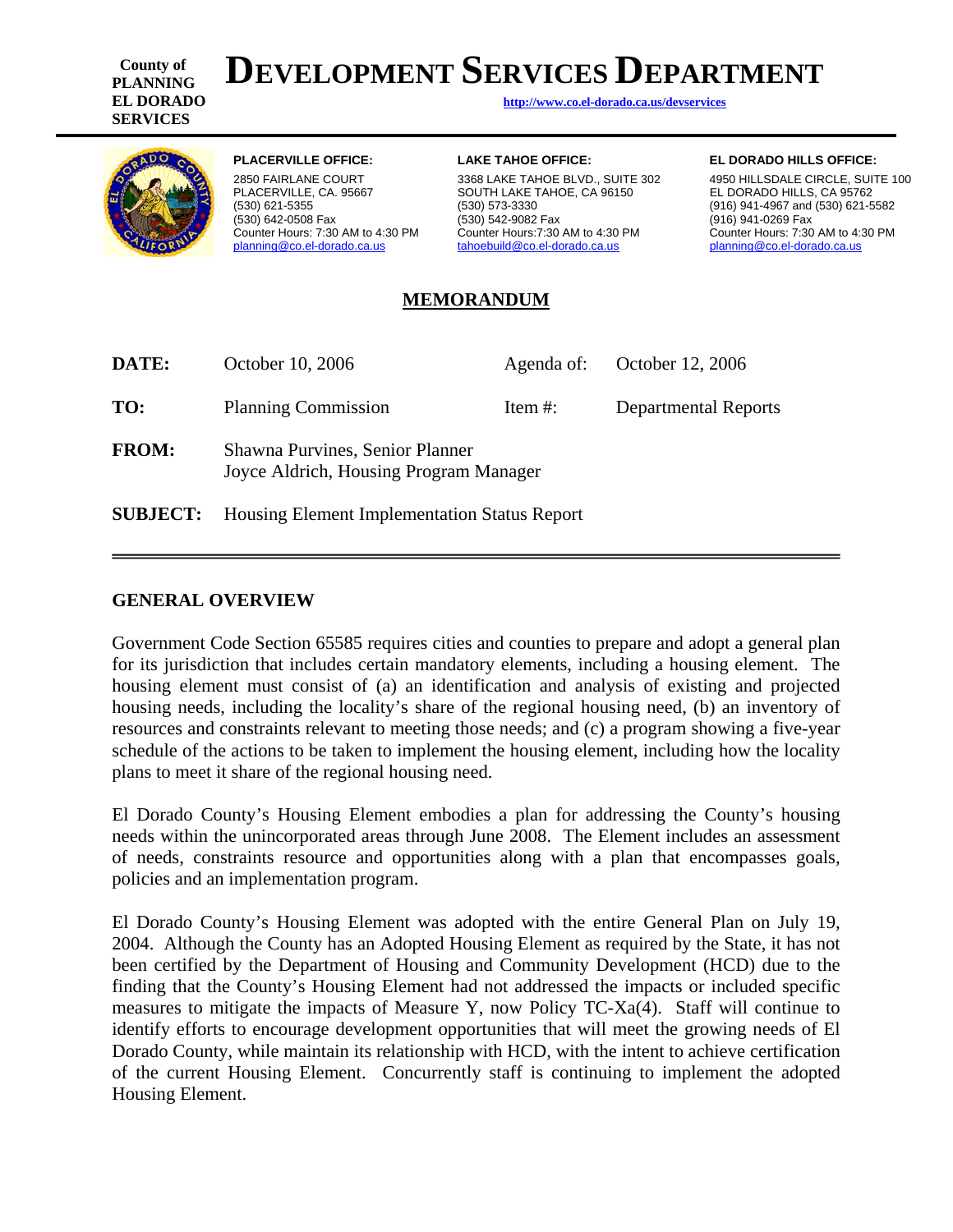County of
PLANNING
EL DORADO
SERVICES

# DEVELOPMENT SERVICES DEPARTMENT

http://www.co.el-dorado.ca.us/devservices

**PLACERVILLE OFFICE:**
2850 FAIRLANE COURT
PLACERVILLE, CA. 95667
(530) 621-5355
(530) 642-0508 Fax
Counter Hours: 7:30 AM to 4:30 PM
planning@co.el-dorado.ca.us

**LAKE TAHOE OFFICE:**
3368 LAKE TAHOE BLVD., SUITE 302
SOUTH LAKE TAHOE, CA 96150
(530) 573-3330
(530) 542-9082 Fax
Counter Hours:7:30 AM to 4:30 PM
tahoebuild@co.el-dorado.ca.us

**EL DORADO HILLS OFFICE:**
4950 HILLSDALE CIRCLE, SUITE 100
EL DORADO HILLS, CA 95762
(916) 941-4967 and (530) 621-5582
(916) 941-0269 Fax
Counter Hours: 7:30 AM to 4:30 PM
planning@co.el-dorado.ca.us

## MEMORANDUM

| | | | |
|---|---|---|---|
| **DATE:** | October 10, 2006 | Agenda of: | October 12, 2006 |
| **TO:** | Planning Commission | Item #: | Departmental Reports |
| **FROM:** | Shawna Purvines, Senior Planner<br>Joyce Aldrich, Housing Program Manager | | |
| **SUBJECT:** | Housing Element Implementation Status Report | | |

## GENERAL OVERVIEW

Government Code Section 65585 requires cities and counties to prepare and adopt a general plan for its jurisdiction that includes certain mandatory elements, including a housing element. The housing element must consist of (a) an identification and analysis of existing and projected housing needs, including the locality's share of the regional housing need, (b) an inventory of resources and constraints relevant to meeting those needs; and (c) a program showing a five-year schedule of the actions to be taken to implement the housing element, including how the locality plans to meet it share of the regional housing need.

El Dorado County's Housing Element embodies a plan for addressing the County's housing needs within the unincorporated areas through June 2008. The Element includes an assessment of needs, constraints resource and opportunities along with a plan that encompasses goals, policies and an implementation program.

El Dorado County's Housing Element was adopted with the entire General Plan on July 19, 2004. Although the County has an Adopted Housing Element as required by the State, it has not been certified by the Department of Housing and Community Development (HCD) due to the finding that the County's Housing Element had not addressed the impacts or included specific measures to mitigate the impacts of Measure Y, now Policy TC-Xa(4). Staff will continue to identify efforts to encourage development opportunities that will meet the growing needs of El Dorado County, while maintain its relationship with HCD, with the intent to achieve certification of the current Housing Element. Concurrently staff is continuing to implement the adopted Housing Element.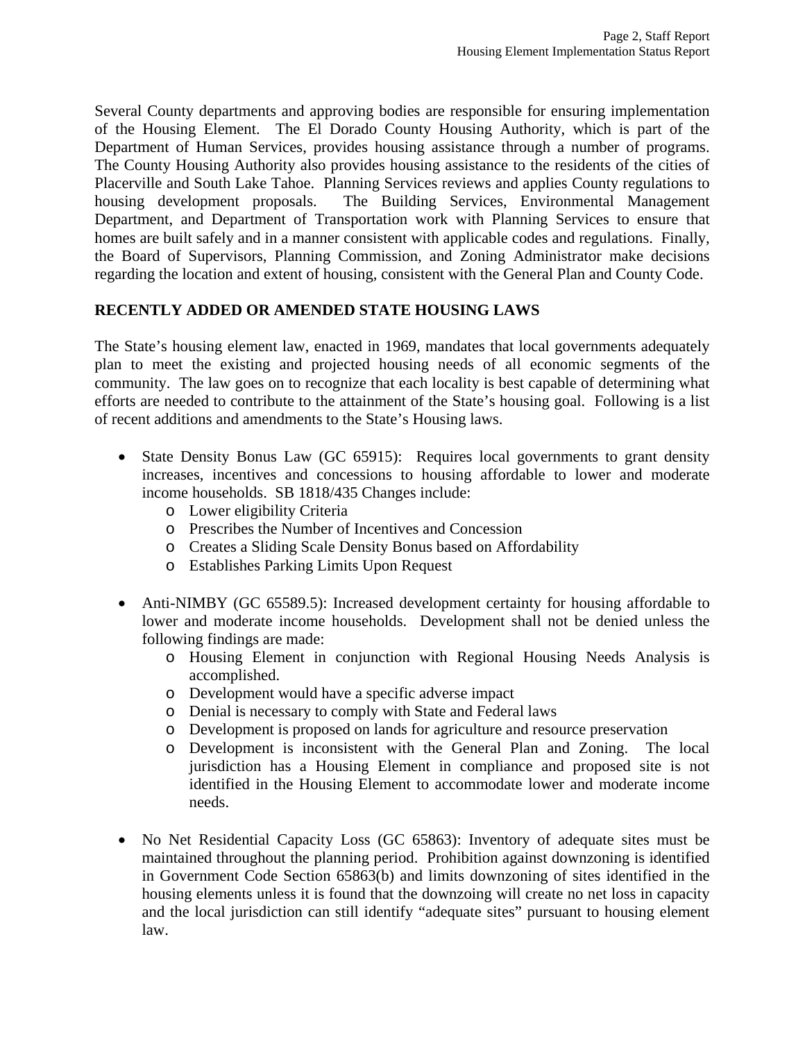Several County departments and approving bodies are responsible for ensuring implementation of the Housing Element. The El Dorado County Housing Authority, which is part of the Department of Human Services, provides housing assistance through a number of programs. The County Housing Authority also provides housing assistance to the residents of the cities of Placerville and South Lake Tahoe. Planning Services reviews and applies County regulations to housing development proposals. The Building Services, Environmental Management Department, and Department of Transportation work with Planning Services to ensure that homes are built safely and in a manner consistent with applicable codes and regulations. Finally, the Board of Supervisors, Planning Commission, and Zoning Administrator make decisions regarding the location and extent of housing, consistent with the General Plan and County Code.

## RECENTLY ADDED OR AMENDED STATE HOUSING LAWS

The State's housing element law, enacted in 1969, mandates that local governments adequately plan to meet the existing and projected housing needs of all economic segments of the community. The law goes on to recognize that each locality is best capable of determining what efforts are needed to contribute to the attainment of the State's housing goal. Following is a list of recent additions and amendments to the State's Housing laws.

- State Density Bonus Law (GC 65915): Requires local governments to grant density increases, incentives and concessions to housing affordable to lower and moderate income households. SB 1818/435 Changes include:
  - Lower eligibility Criteria
  - Prescribes the Number of Incentives and Concession
  - Creates a Sliding Scale Density Bonus based on Affordability
  - Establishes Parking Limits Upon Request

- Anti-NIMBY (GC 65589.5): Increased development certainty for housing affordable to lower and moderate income households. Development shall not be denied unless the following findings are made:
  - Housing Element in conjunction with Regional Housing Needs Analysis is accomplished.
  - Development would have a specific adverse impact
  - Denial is necessary to comply with State and Federal laws
  - Development is proposed on lands for agriculture and resource preservation
  - Development is inconsistent with the General Plan and Zoning. The local jurisdiction has a Housing Element in compliance and proposed site is not identified in the Housing Element to accommodate lower and moderate income needs.

- No Net Residential Capacity Loss (GC 65863): Inventory of adequate sites must be maintained throughout the planning period. Prohibition against downzoning is identified in Government Code Section 65863(b) and limits downzoning of sites identified in the housing elements unless it is found that the downzoing will create no net loss in capacity and the local jurisdiction can still identify "adequate sites" pursuant to housing element law.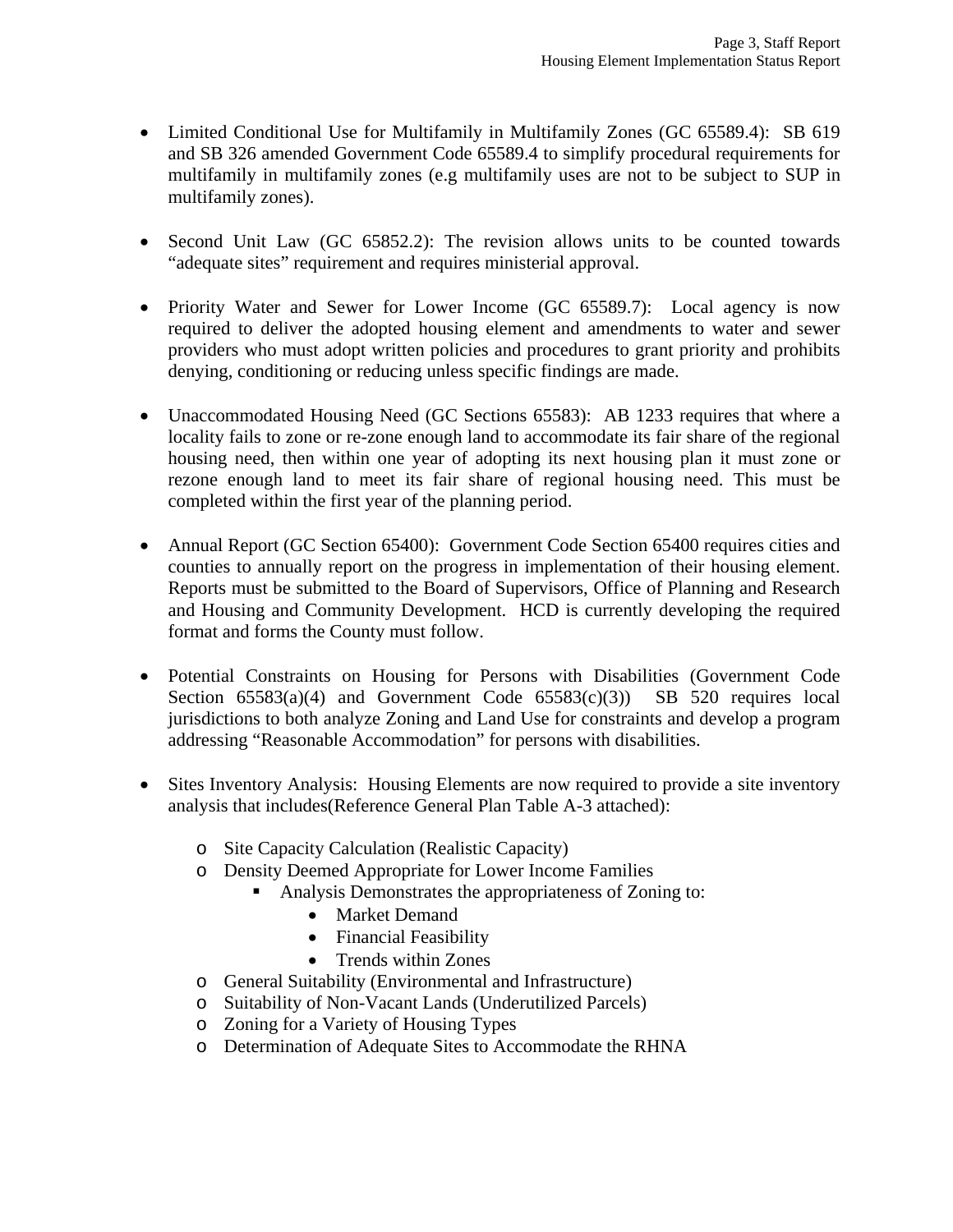- Limited Conditional Use for Multifamily in Multifamily Zones (GC 65589.4): SB 619 and SB 326 amended Government Code 65589.4 to simplify procedural requirements for multifamily in multifamily zones (e.g multifamily uses are not to be subject to SUP in multifamily zones).

- Second Unit Law (GC 65852.2): The revision allows units to be counted towards "adequate sites" requirement and requires ministerial approval.

- Priority Water and Sewer for Lower Income (GC 65589.7): Local agency is now required to deliver the adopted housing element and amendments to water and sewer providers who must adopt written policies and procedures to grant priority and prohibits denying, conditioning or reducing unless specific findings are made.

- Unaccommodated Housing Need (GC Sections 65583): AB 1233 requires that where a locality fails to zone or re-zone enough land to accommodate its fair share of the regional housing need, then within one year of adopting its next housing plan it must zone or rezone enough land to meet its fair share of regional housing need. This must be completed within the first year of the planning period.

- Annual Report (GC Section 65400): Government Code Section 65400 requires cities and counties to annually report on the progress in implementation of their housing element. Reports must be submitted to the Board of Supervisors, Office of Planning and Research and Housing and Community Development. HCD is currently developing the required format and forms the County must follow.

- Potential Constraints on Housing for Persons with Disabilities (Government Code Section 65583(a)(4) and Government Code 65583(c)(3)) SB 520 requires local jurisdictions to both analyze Zoning and Land Use for constraints and develop a program addressing "Reasonable Accommodation" for persons with disabilities.

- Sites Inventory Analysis: Housing Elements are now required to provide a site inventory analysis that includes(Reference General Plan Table A-3 attached):
  - Site Capacity Calculation (Realistic Capacity)
  - Density Deemed Appropriate for Lower Income Families
    - Analysis Demonstrates the appropriateness of Zoning to:
      - Market Demand
      - Financial Feasibility
      - Trends within Zones
  - General Suitability (Environmental and Infrastructure)
  - Suitability of Non-Vacant Lands (Underutilized Parcels)
  - Zoning for a Variety of Housing Types
  - Determination of Adequate Sites to Accommodate the RHNA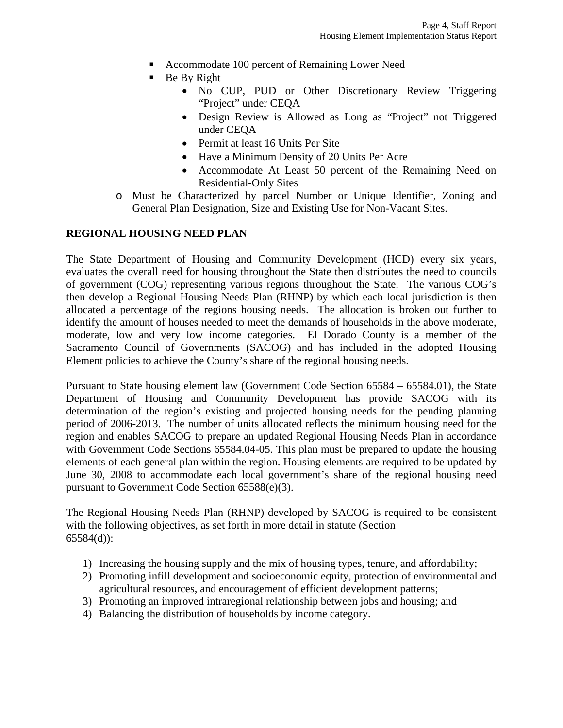- Accommodate 100 percent of Remaining Lower Need
      - Be By Right
        - No CUP, PUD or Other Discretionary Review Triggering "Project" under CEQA
        - Design Review is Allowed as Long as "Project" not Triggered under CEQA
        - Permit at least 16 Units Per Site
        - Have a Minimum Density of 20 Units Per Acre
        - Accommodate At Least 50 percent of the Remaining Need on Residential-Only Sites
    - Must be Characterized by parcel Number or Unique Identifier, Zoning and General Plan Designation, Size and Existing Use for Non-Vacant Sites.

**REGIONAL HOUSING NEED PLAN**

The State Department of Housing and Community Development (HCD) every six years, evaluates the overall need for housing throughout the State then distributes the need to councils of government (COG) representing various regions throughout the State. The various COG's then develop a Regional Housing Needs Plan (RHNP) by which each local jurisdiction is then allocated a percentage of the regions housing needs. The allocation is broken out further to identify the amount of houses needed to meet the demands of households in the above moderate, moderate, low and very low income categories. El Dorado County is a member of the Sacramento Council of Governments (SACOG) and has included in the adopted Housing Element policies to achieve the County's share of the regional housing needs.

Pursuant to State housing element law (Government Code Section 65584 – 65584.01), the State Department of Housing and Community Development has provide SACOG with its determination of the region's existing and projected housing needs for the pending planning period of 2006-2013. The number of units allocated reflects the minimum housing need for the region and enables SACOG to prepare an updated Regional Housing Needs Plan in accordance with Government Code Sections 65584.04-05. This plan must be prepared to update the housing elements of each general plan within the region. Housing elements are required to be updated by June 30, 2008 to accommodate each local government's share of the regional housing need pursuant to Government Code Section 65588(e)(3).

The Regional Housing Needs Plan (RHNP) developed by SACOG is required to be consistent with the following objectives, as set forth in more detail in statute (Section 65584(d)):

1) Increasing the housing supply and the mix of housing types, tenure, and affordability;
2) Promoting infill development and socioeconomic equity, protection of environmental and agricultural resources, and encouragement of efficient development patterns;
3) Promoting an improved intraregional relationship between jobs and housing; and
4) Balancing the distribution of households by income category.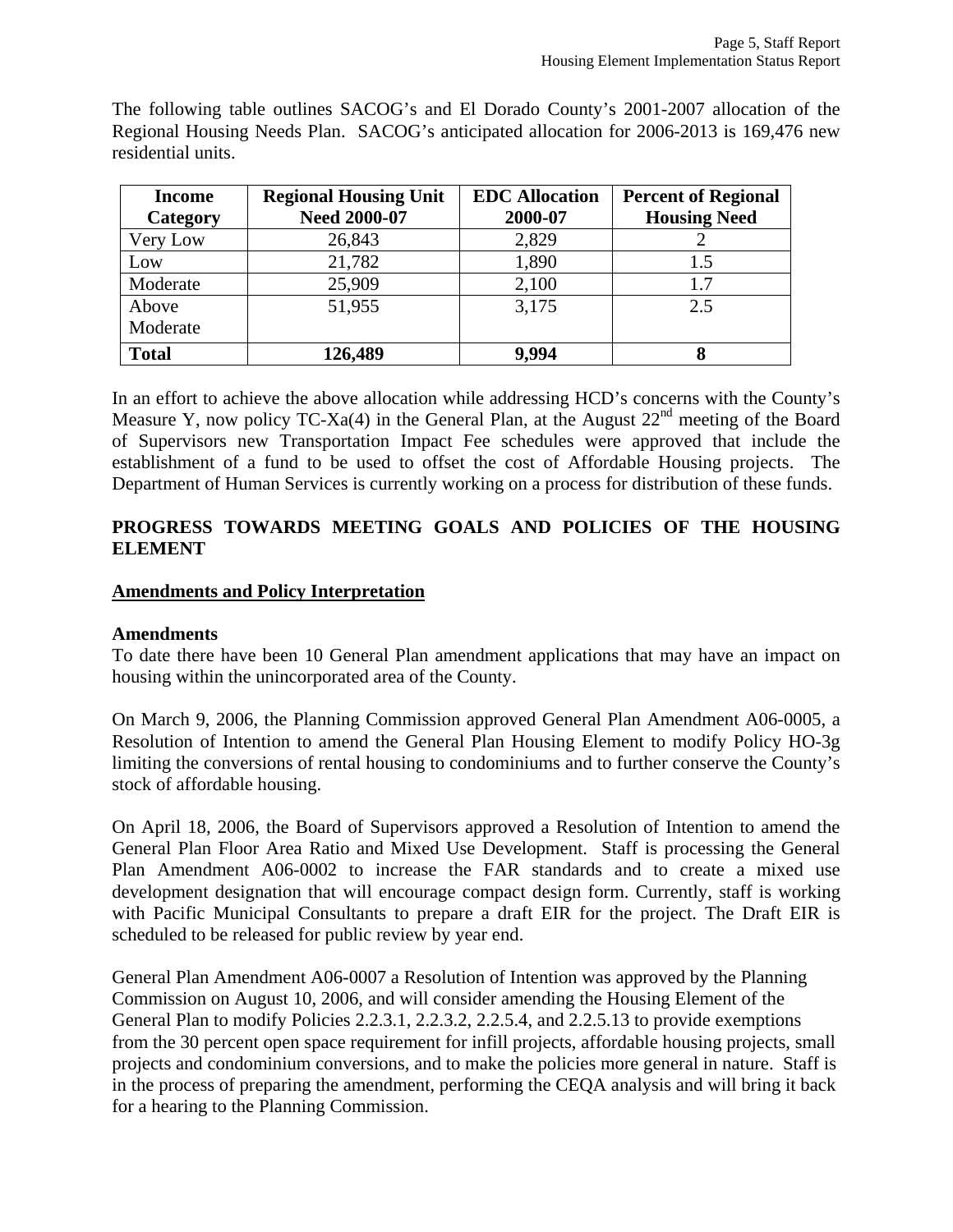The following table outlines SACOG's and El Dorado County's 2001-2007 allocation of the Regional Housing Needs Plan. SACOG's anticipated allocation for 2006-2013 is 169,476 new residential units.

| Income Category | Regional Housing Unit Need 2000-07 | EDC Allocation 2000-07 | Percent of Regional Housing Need |
|---|---|---|---|
| Very Low | 26,843 | 2,829 | 2 |
| Low | 21,782 | 1,890 | 1.5 |
| Moderate | 25,909 | 2,100 | 1.7 |
| Above Moderate | 51,955 | 3,175 | 2.5 |
| **Total** | **126,489** | **9,994** | **8** |

In an effort to achieve the above allocation while addressing HCD's concerns with the County's Measure Y, now policy TC-Xa(4) in the General Plan, at the August 22nd meeting of the Board of Supervisors new Transportation Impact Fee schedules were approved that include the establishment of a fund to be used to offset the cost of Affordable Housing projects. The Department of Human Services is currently working on a process for distribution of these funds.

## PROGRESS TOWARDS MEETING GOALS AND POLICIES OF THE HOUSING ELEMENT

### Amendments and Policy Interpretation

**Amendments**

To date there have been 10 General Plan amendment applications that may have an impact on housing within the unincorporated area of the County.

On March 9, 2006, the Planning Commission approved General Plan Amendment A06-0005, a Resolution of Intention to amend the General Plan Housing Element to modify Policy HO-3g limiting the conversions of rental housing to condominiums and to further conserve the County's stock of affordable housing.

On April 18, 2006, the Board of Supervisors approved a Resolution of Intention to amend the General Plan Floor Area Ratio and Mixed Use Development. Staff is processing the General Plan Amendment A06-0002 to increase the FAR standards and to create a mixed use development designation that will encourage compact design form. Currently, staff is working with Pacific Municipal Consultants to prepare a draft EIR for the project. The Draft EIR is scheduled to be released for public review by year end.

General Plan Amendment A06-0007 a Resolution of Intention was approved by the Planning Commission on August 10, 2006, and will consider amending the Housing Element of the General Plan to modify Policies 2.2.3.1, 2.2.3.2, 2.2.5.4, and 2.2.5.13 to provide exemptions from the 30 percent open space requirement for infill projects, affordable housing projects, small projects and condominium conversions, and to make the policies more general in nature. Staff is in the process of preparing the amendment, performing the CEQA analysis and will bring it back for a hearing to the Planning Commission.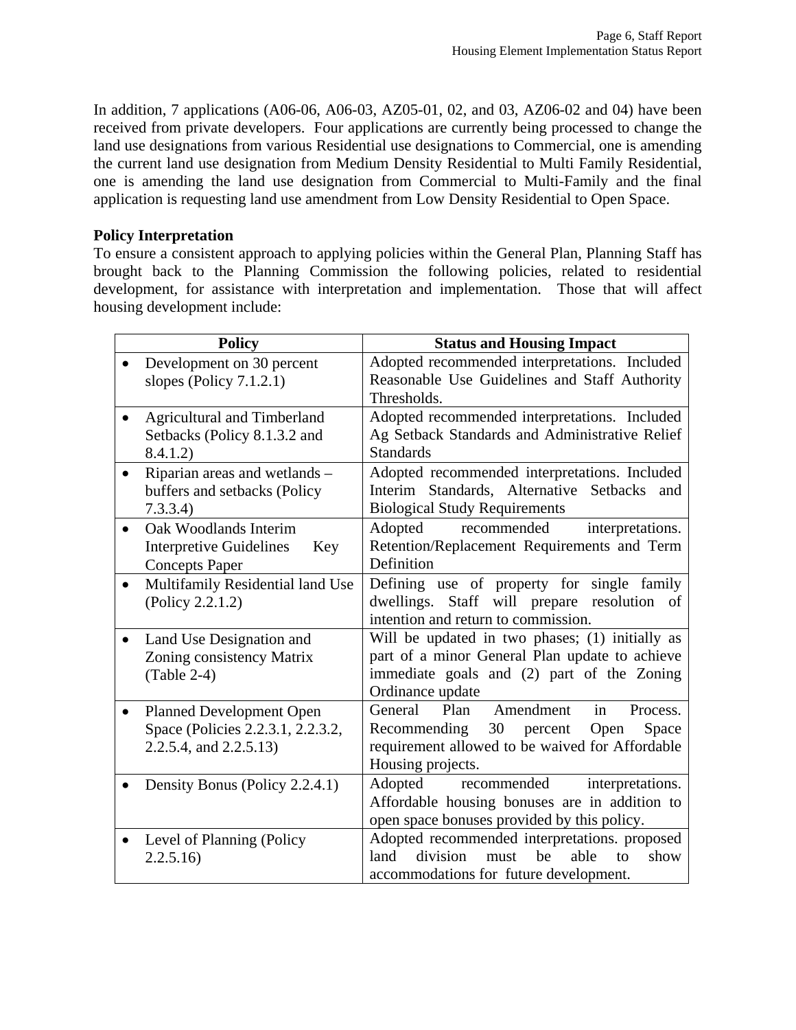In addition, 7 applications (A06-06, A06-03, AZ05-01, 02, and 03, AZ06-02 and 04) have been received from private developers. Four applications are currently being processed to change the land use designations from various Residential use designations to Commercial, one is amending the current land use designation from Medium Density Residential to Multi Family Residential, one is amending the land use designation from Commercial to Multi-Family and the final application is requesting land use amendment from Low Density Residential to Open Space.

**Policy Interpretation**

To ensure a consistent approach to applying policies within the General Plan, Planning Staff has brought back to the Planning Commission the following policies, related to residential development, for assistance with interpretation and implementation. Those that will affect housing development include:

| Policy | Status and Housing Impact |
|---|---|
| • Development on 30 percent slopes (Policy 7.1.2.1) | Adopted recommended interpretations. Included Reasonable Use Guidelines and Staff Authority Thresholds. |
| • Agricultural and Timberland Setbacks (Policy 8.1.3.2 and 8.4.1.2) | Adopted recommended interpretations. Included Ag Setback Standards and Administrative Relief Standards |
| • Riparian areas and wetlands – buffers and setbacks (Policy 7.3.3.4) | Adopted recommended interpretations. Included Interim Standards, Alternative Setbacks and Biological Study Requirements |
| • Oak Woodlands Interim Interpretive Guidelines Key Concepts Paper | Adopted recommended interpretations. Retention/Replacement Requirements and Term Definition |
| • Multifamily Residential land Use (Policy 2.2.1.2) | Defining use of property for single family dwellings. Staff will prepare resolution of intention and return to commission. |
| • Land Use Designation and Zoning consistency Matrix (Table 2-4) | Will be updated in two phases; (1) initially as part of a minor General Plan update to achieve immediate goals and (2) part of the Zoning Ordinance update |
| • Planned Development Open Space (Policies 2.2.3.1, 2.2.3.2, 2.2.5.4, and 2.2.5.13) | General Plan Amendment in Process. Recommending 30 percent Open Space requirement allowed to be waived for Affordable Housing projects. |
| • Density Bonus (Policy 2.2.4.1) | Adopted recommended interpretations. Affordable housing bonuses are in addition to open space bonuses provided by this policy. |
| • Level of Planning (Policy 2.2.5.16) | Adopted recommended interpretations. proposed land division must be able to show accommodations for future development. |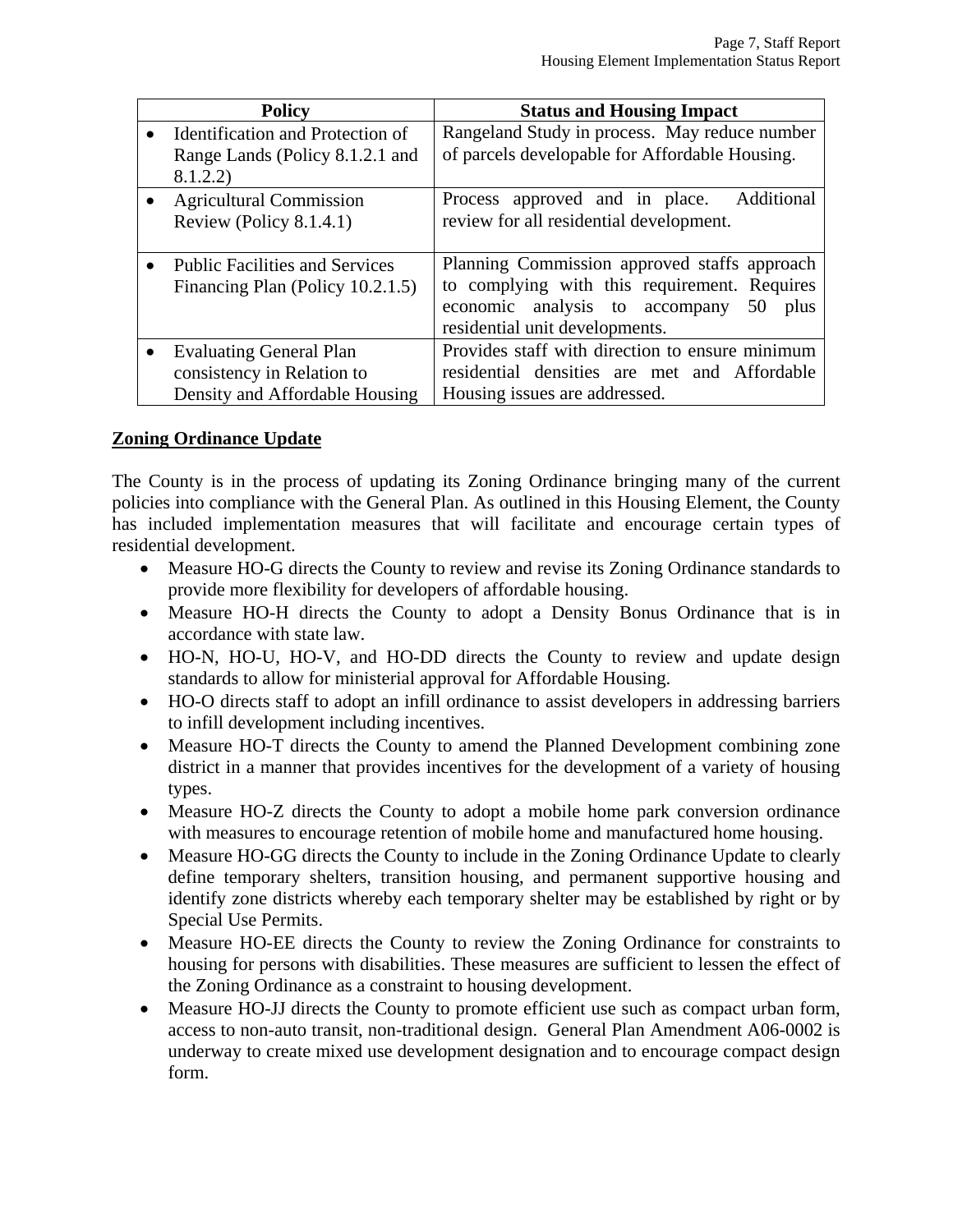| Policy | Status and Housing Impact |
|---|---|
| • Identification and Protection of Range Lands (Policy 8.1.2.1 and 8.1.2.2) | Rangeland Study in process. May reduce number of parcels developable for Affordable Housing. |
| • Agricultural Commission Review (Policy 8.1.4.1) | Process approved and in place. Additional review for all residential development. |
| • Public Facilities and Services Financing Plan (Policy 10.2.1.5) | Planning Commission approved staffs approach to complying with this requirement. Requires economic analysis to accompany 50 plus residential unit developments. |
| • Evaluating General Plan consistency in Relation to Density and Affordable Housing | Provides staff with direction to ensure minimum residential densities are met and Affordable Housing issues are addressed. |

**Zoning Ordinance Update**

The County is in the process of updating its Zoning Ordinance bringing many of the current policies into compliance with the General Plan. As outlined in this Housing Element, the County has included implementation measures that will facilitate and encourage certain types of residential development.

- Measure HO-G directs the County to review and revise its Zoning Ordinance standards to provide more flexibility for developers of affordable housing.
- Measure HO-H directs the County to adopt a Density Bonus Ordinance that is in accordance with state law.
- HO-N, HO-U, HO-V, and HO-DD directs the County to review and update design standards to allow for ministerial approval for Affordable Housing.
- HO-O directs staff to adopt an infill ordinance to assist developers in addressing barriers to infill development including incentives.
- Measure HO-T directs the County to amend the Planned Development combining zone district in a manner that provides incentives for the development of a variety of housing types.
- Measure HO-Z directs the County to adopt a mobile home park conversion ordinance with measures to encourage retention of mobile home and manufactured home housing.
- Measure HO-GG directs the County to include in the Zoning Ordinance Update to clearly define temporary shelters, transition housing, and permanent supportive housing and identify zone districts whereby each temporary shelter may be established by right or by Special Use Permits.
- Measure HO-EE directs the County to review the Zoning Ordinance for constraints to housing for persons with disabilities. These measures are sufficient to lessen the effect of the Zoning Ordinance as a constraint to housing development.
- Measure HO-JJ directs the County to promote efficient use such as compact urban form, access to non-auto transit, non-traditional design. General Plan Amendment A06-0002 is underway to create mixed use development designation and to encourage compact design form.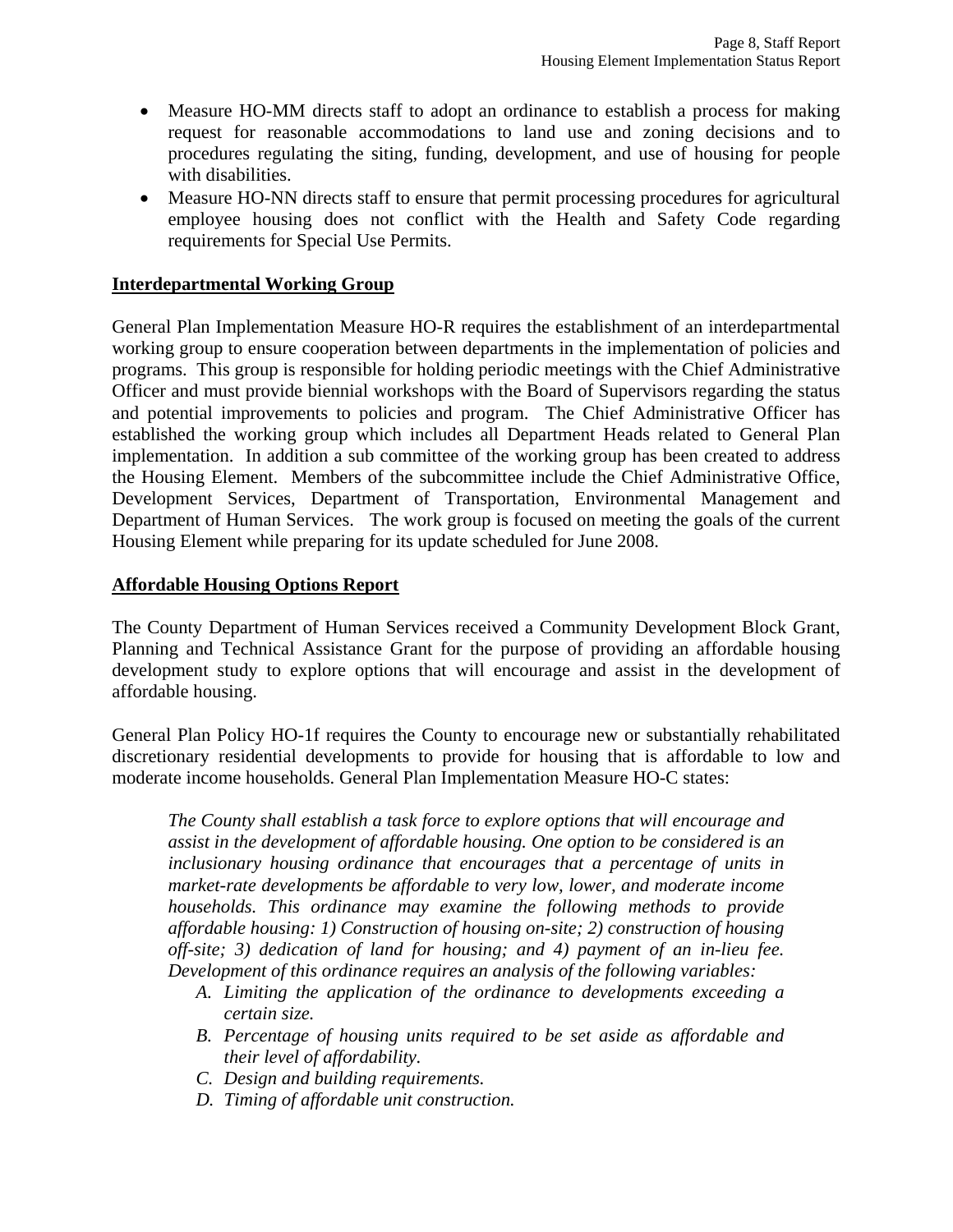- Measure HO-MM directs staff to adopt an ordinance to establish a process for making request for reasonable accommodations to land use and zoning decisions and to procedures regulating the siting, funding, development, and use of housing for people with disabilities.
- Measure HO-NN directs staff to ensure that permit processing procedures for agricultural employee housing does not conflict with the Health and Safety Code regarding requirements for Special Use Permits.

## Interdepartmental Working Group

General Plan Implementation Measure HO-R requires the establishment of an interdepartmental working group to ensure cooperation between departments in the implementation of policies and programs. This group is responsible for holding periodic meetings with the Chief Administrative Officer and must provide biennial workshops with the Board of Supervisors regarding the status and potential improvements to policies and program. The Chief Administrative Officer has established the working group which includes all Department Heads related to General Plan implementation. In addition a sub committee of the working group has been created to address the Housing Element. Members of the subcommittee include the Chief Administrative Office, Development Services, Department of Transportation, Environmental Management and Department of Human Services. The work group is focused on meeting the goals of the current Housing Element while preparing for its update scheduled for June 2008.

## Affordable Housing Options Report

The County Department of Human Services received a Community Development Block Grant, Planning and Technical Assistance Grant for the purpose of providing an affordable housing development study to explore options that will encourage and assist in the development of affordable housing.

General Plan Policy HO-1f requires the County to encourage new or substantially rehabilitated discretionary residential developments to provide for housing that is affordable to low and moderate income households. General Plan Implementation Measure HO-C states:

> *The County shall establish a task force to explore options that will encourage and assist in the development of affordable housing. One option to be considered is an inclusionary housing ordinance that encourages that a percentage of units in market-rate developments be affordable to very low, lower, and moderate income households. This ordinance may examine the following methods to provide affordable housing: 1) Construction of housing on-site; 2) construction of housing off-site; 3) dedication of land for housing; and 4) payment of an in-lieu fee. Development of this ordinance requires an analysis of the following variables:*
>
> A. *Limiting the application of the ordinance to developments exceeding a certain size.*
> B. *Percentage of housing units required to be set aside as affordable and their level of affordability.*
> C. *Design and building requirements.*
> D. *Timing of affordable unit construction.*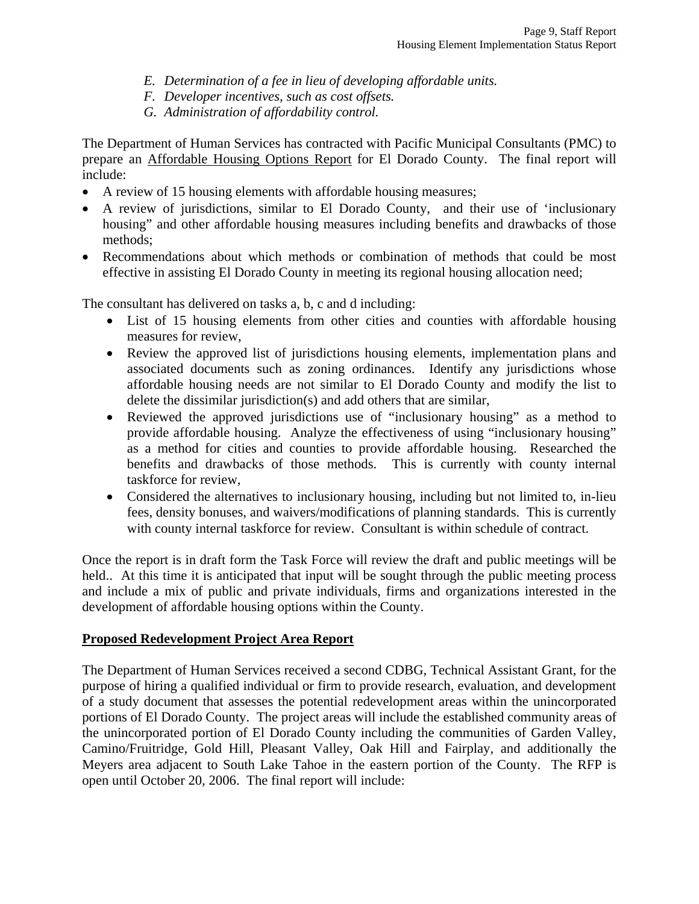E. *Determination of a fee in lieu of developing affordable units.*
F. *Developer incentives, such as cost offsets.*
G. *Administration of affordability control.*

The Department of Human Services has contracted with Pacific Municipal Consultants (PMC) to prepare an Affordable Housing Options Report for El Dorado County. The final report will include:

- A review of 15 housing elements with affordable housing measures;
- A review of jurisdictions, similar to El Dorado County, and their use of 'inclusionary housing" and other affordable housing measures including benefits and drawbacks of those methods;
- Recommendations about which methods or combination of methods that could be most effective in assisting El Dorado County in meeting its regional housing allocation need;

The consultant has delivered on tasks a, b, c and d including:

- List of 15 housing elements from other cities and counties with affordable housing measures for review,
- Review the approved list of jurisdictions housing elements, implementation plans and associated documents such as zoning ordinances. Identify any jurisdictions whose affordable housing needs are not similar to El Dorado County and modify the list to delete the dissimilar jurisdiction(s) and add others that are similar,
- Reviewed the approved jurisdictions use of "inclusionary housing" as a method to provide affordable housing. Analyze the effectiveness of using "inclusionary housing" as a method for cities and counties to provide affordable housing. Researched the benefits and drawbacks of those methods. This is currently with county internal taskforce for review,
- Considered the alternatives to inclusionary housing, including but not limited to, in-lieu fees, density bonuses, and waivers/modifications of planning standards. This is currently with county internal taskforce for review. Consultant is within schedule of contract.

Once the report is in draft form the Task Force will review the draft and public meetings will be held.. At this time it is anticipated that input will be sought through the public meeting process and include a mix of public and private individuals, firms and organizations interested in the development of affordable housing options within the County.

**Proposed Redevelopment Project Area Report**

The Department of Human Services received a second CDBG, Technical Assistant Grant, for the purpose of hiring a qualified individual or firm to provide research, evaluation, and development of a study document that assesses the potential redevelopment areas within the unincorporated portions of El Dorado County. The project areas will include the established community areas of the unincorporated portion of El Dorado County including the communities of Garden Valley, Camino/Fruitridge, Gold Hill, Pleasant Valley, Oak Hill and Fairplay, and additionally the Meyers area adjacent to South Lake Tahoe in the eastern portion of the County. The RFP is open until October 20, 2006. The final report will include: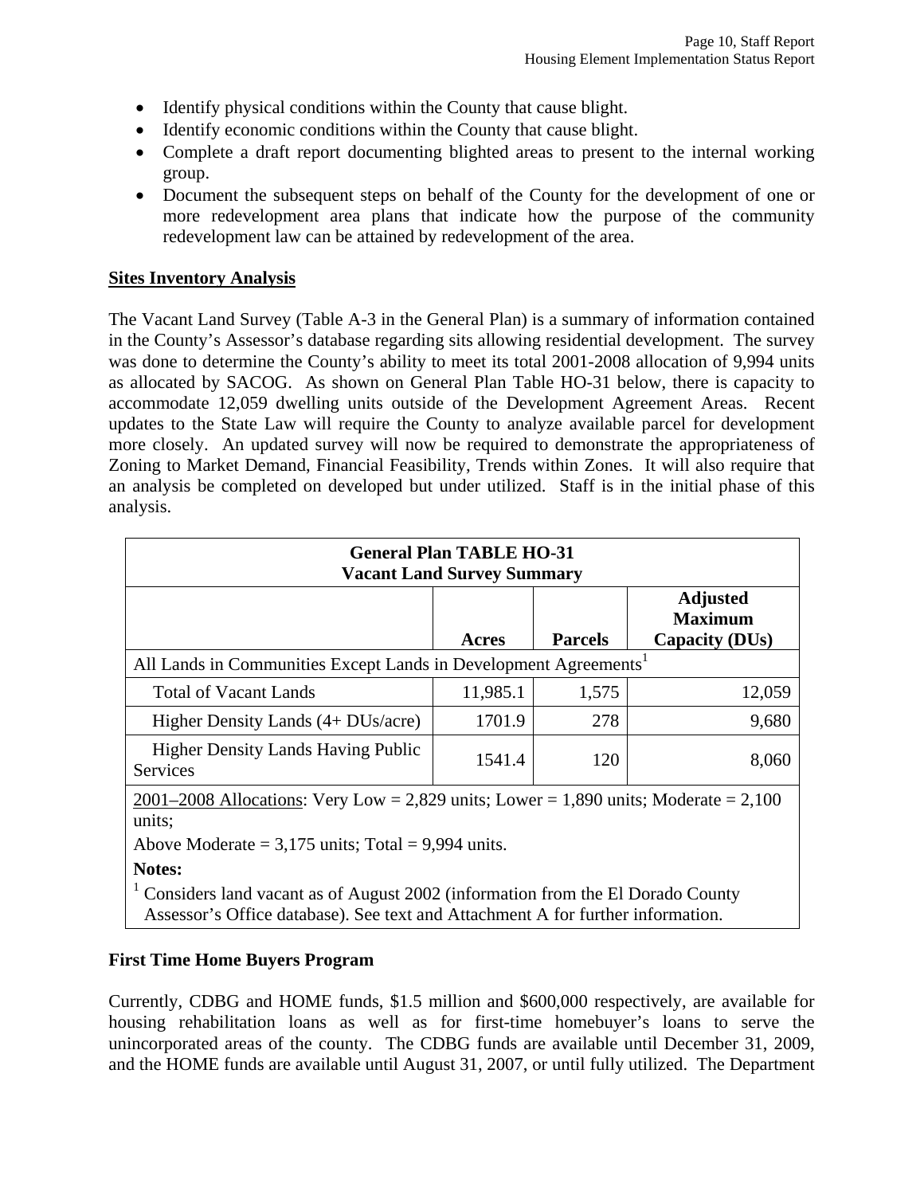- Identify physical conditions within the County that cause blight.
- Identify economic conditions within the County that cause blight.
- Complete a draft report documenting blighted areas to present to the internal working group.
- Document the subsequent steps on behalf of the County for the development of one or more redevelopment area plans that indicate how the purpose of the community redevelopment law can be attained by redevelopment of the area.

**Sites Inventory Analysis**

The Vacant Land Survey (Table A-3 in the General Plan) is a summary of information contained in the County's Assessor's database regarding sits allowing residential development. The survey was done to determine the County's ability to meet its total 2001-2008 allocation of 9,994 units as allocated by SACOG. As shown on General Plan Table HO-31 below, there is capacity to accommodate 12,059 dwelling units outside of the Development Agreement Areas. Recent updates to the State Law will require the County to analyze available parcel for development more closely. An updated survey will now be required to demonstrate the appropriateness of Zoning to Market Demand, Financial Feasibility, Trends within Zones. It will also require that an analysis be completed on developed but under utilized. Staff is in the initial phase of this analysis.

**General Plan TABLE HO-31**
**Vacant Land Survey Summary**

| | Acres | Parcels | Adjusted Maximum Capacity (DUs) |
|---|---|---|---|
| All Lands in Communities Except Lands in Development Agreements[1] | | | |
| Total of Vacant Lands | 11,985.1 | 1,575 | 12,059 |
| Higher Density Lands (4+ DUs/acre) | 1701.9 | 278 | 9,680 |
| Higher Density Lands Having Public Services | 1541.4 | 120 | 8,060 |

2001–2008 Allocations: Very Low = 2,829 units; Lower = 1,890 units; Moderate = 2,100 units;

Above Moderate = 3,175 units; Total = 9,994 units.

**Notes:**

[1] Considers land vacant as of August 2002 (information from the El Dorado County Assessor's Office database). See text and Attachment A for further information.

**First Time Home Buyers Program**

Currently, CDBG and HOME funds, $1.5 million and $600,000 respectively, are available for housing rehabilitation loans as well as for first-time homebuyer's loans to serve the unincorporated areas of the county. The CDBG funds are available until December 31, 2009, and the HOME funds are available until August 31, 2007, or until fully utilized. The Department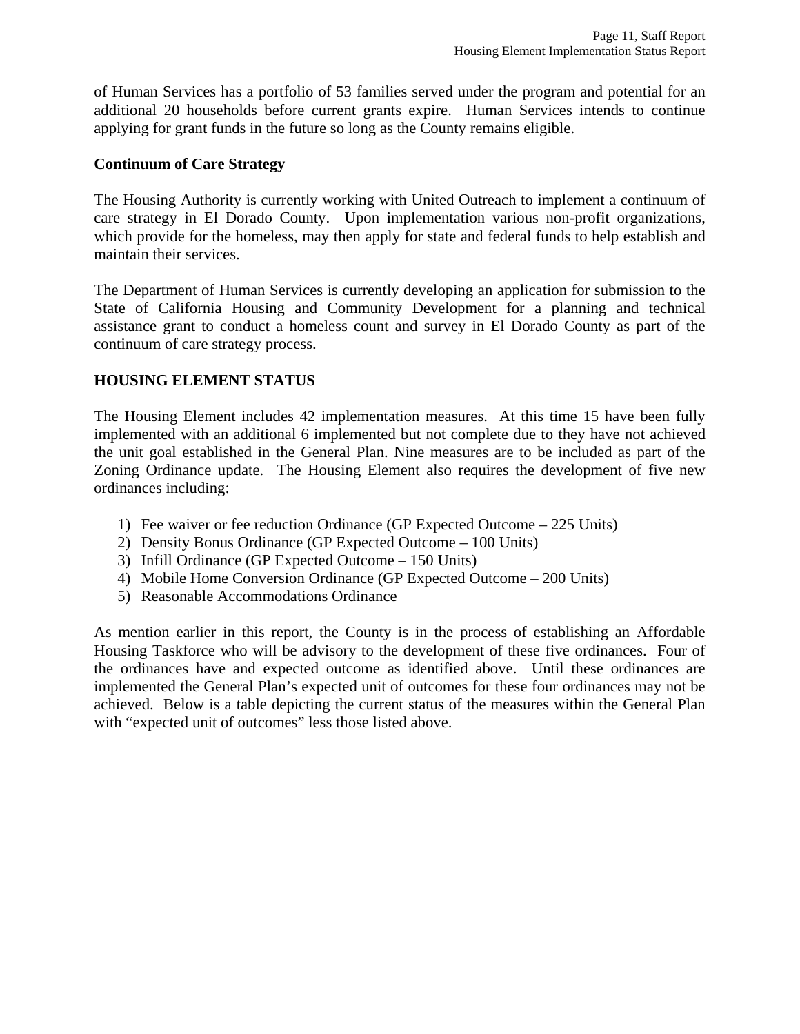of Human Services has a portfolio of 53 families served under the program and potential for an additional 20 households before current grants expire. Human Services intends to continue applying for grant funds in the future so long as the County remains eligible.

**Continuum of Care Strategy**

The Housing Authority is currently working with United Outreach to implement a continuum of care strategy in El Dorado County. Upon implementation various non-profit organizations, which provide for the homeless, may then apply for state and federal funds to help establish and maintain their services.

The Department of Human Services is currently developing an application for submission to the State of California Housing and Community Development for a planning and technical assistance grant to conduct a homeless count and survey in El Dorado County as part of the continuum of care strategy process.

**HOUSING ELEMENT STATUS**

The Housing Element includes 42 implementation measures. At this time 15 have been fully implemented with an additional 6 implemented but not complete due to they have not achieved the unit goal established in the General Plan. Nine measures are to be included as part of the Zoning Ordinance update. The Housing Element also requires the development of five new ordinances including:

1) Fee waiver or fee reduction Ordinance (GP Expected Outcome – 225 Units)
2) Density Bonus Ordinance (GP Expected Outcome – 100 Units)
3) Infill Ordinance (GP Expected Outcome – 150 Units)
4) Mobile Home Conversion Ordinance (GP Expected Outcome – 200 Units)
5) Reasonable Accommodations Ordinance

As mention earlier in this report, the County is in the process of establishing an Affordable Housing Taskforce who will be advisory to the development of these five ordinances. Four of the ordinances have and expected outcome as identified above. Until these ordinances are implemented the General Plan's expected unit of outcomes for these four ordinances may not be achieved. Below is a table depicting the current status of the measures within the General Plan with "expected unit of outcomes" less those listed above.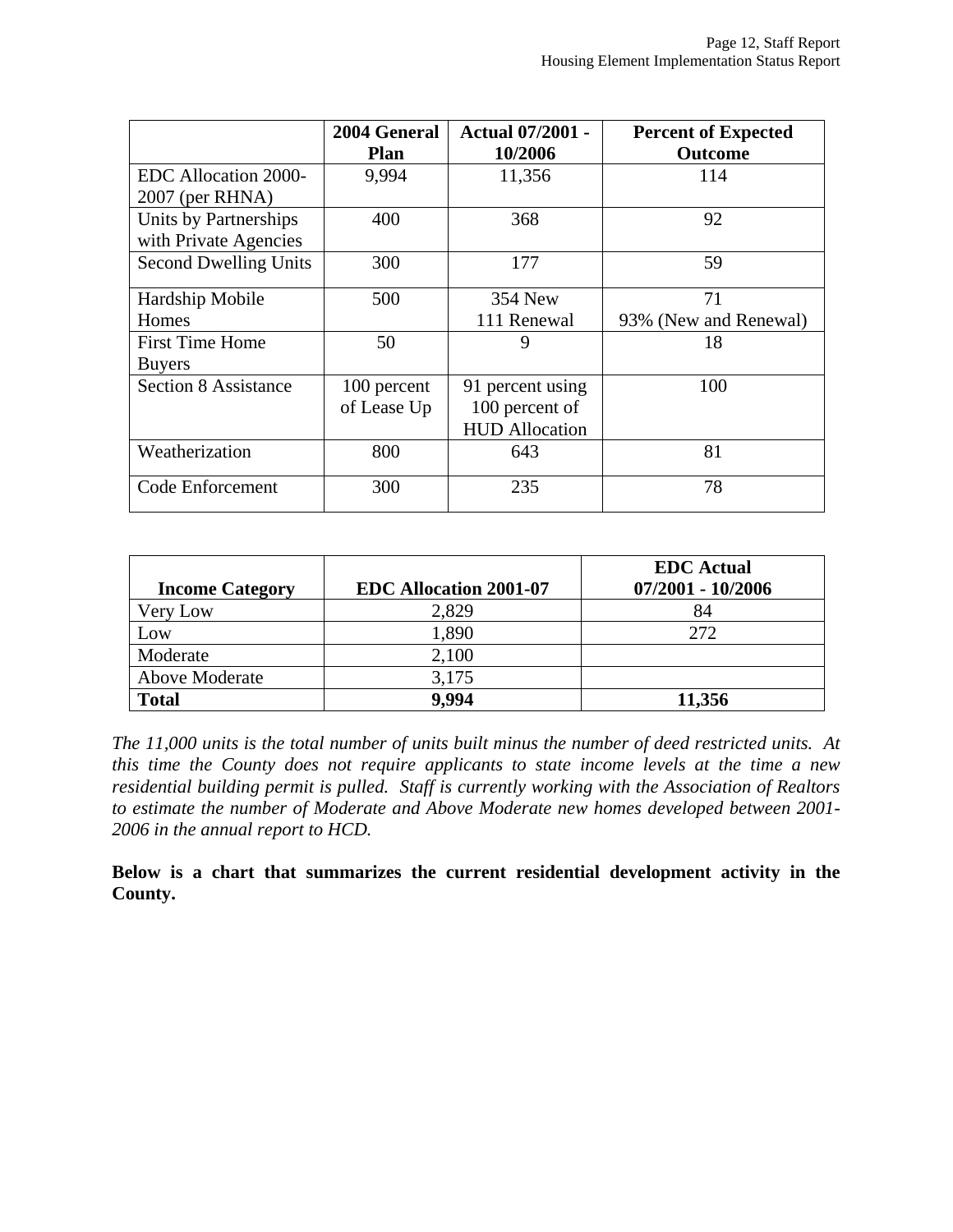| | 2004 General Plan | Actual 07/2001 - 10/2006 | Percent of Expected Outcome |
|---|---|---|---|
| EDC Allocation 2000-2007 (per RHNA) | 9,994 | 11,356 | 114 |
| Units by Partnerships with Private Agencies | 400 | 368 | 92 |
| Second Dwelling Units | 300 | 177 | 59 |
| Hardship Mobile Homes | 500 | 354 New<br>111 Renewal | 71<br>93% (New and Renewal) |
| First Time Home Buyers | 50 | 9 | 18 |
| Section 8 Assistance | 100 percent of Lease Up | 91 percent using 100 percent of HUD Allocation | 100 |
| Weatherization | 800 | 643 | 81 |
| Code Enforcement | 300 | 235 | 78 |

| Income Category | EDC Allocation 2001-07 | EDC Actual 07/2001 - 10/2006 |
|---|---|---|
| Very Low | 2,829 | 84 |
| Low | 1,890 | 272 |
| Moderate | 2,100 | |
| Above Moderate | 3,175 | |
| **Total** | **9,994** | **11,356** |

*The 11,000 units is the total number of units built minus the number of deed restricted units. At this time the County does not require applicants to state income levels at the time a new residential building permit is pulled. Staff is currently working with the Association of Realtors to estimate the number of Moderate and Above Moderate new homes developed between 2001-2006 in the annual report to HCD.*

**Below is a chart that summarizes the current residential development activity in the County.**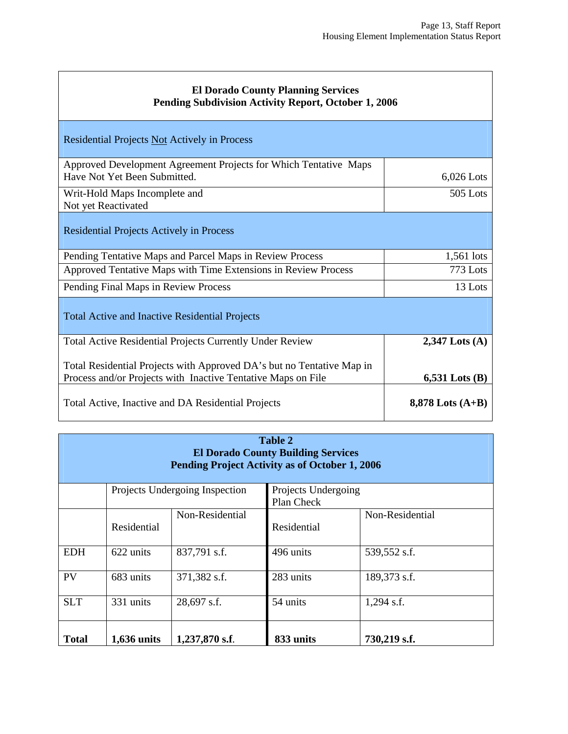| El Dorado County Planning Services<br>Pending Subdivision Activity Report, October 1, 2006 | |
|---|---|
| **Residential Projects Not Actively in Process** | |
| Approved Development Agreement Projects for Which Tentative Maps Have Not Yet Been Submitted. | 6,026 Lots |
| Writ-Hold Maps Incomplete and Not yet Reactivated | 505 Lots |
| **Residential Projects Actively in Process** | |
| Pending Tentative Maps and Parcel Maps in Review Process | 1,561 lots |
| Approved Tentative Maps with Time Extensions in Review Process | 773 Lots |
| Pending Final Maps in Review Process | 13 Lots |
| **Total Active and Inactive Residential Projects** | |
| Total Active Residential Projects Currently Under Review | **2,347 Lots (A)** |
| Total Residential Projects with Approved DA's but no Tentative Map in Process and/or Projects with Inactive Tentative Maps on File | **6,531 Lots (B)** |
| Total Active, Inactive and DA Residential Projects | **8,878 Lots (A+B)** |

**Table 2**
**El Dorado County Building Services**
**Pending Project Activity as of October 1, 2006**

| | Projects Undergoing Inspection | | Projects Undergoing Plan Check | |
|---|---|---|---|---|
| | Residential | Non-Residential | Residential | Non-Residential |
| EDH | 622 units | 837,791 s.f. | 496 units | 539,552 s.f. |
| PV | 683 units | 371,382 s.f. | 283 units | 189,373 s.f. |
| SLT | 331 units | 28,697 s.f. | 54 units | 1,294 s.f. |
| **Total** | **1,636 units** | **1,237,870 s.f.** | **833 units** | **730,219 s.f.** |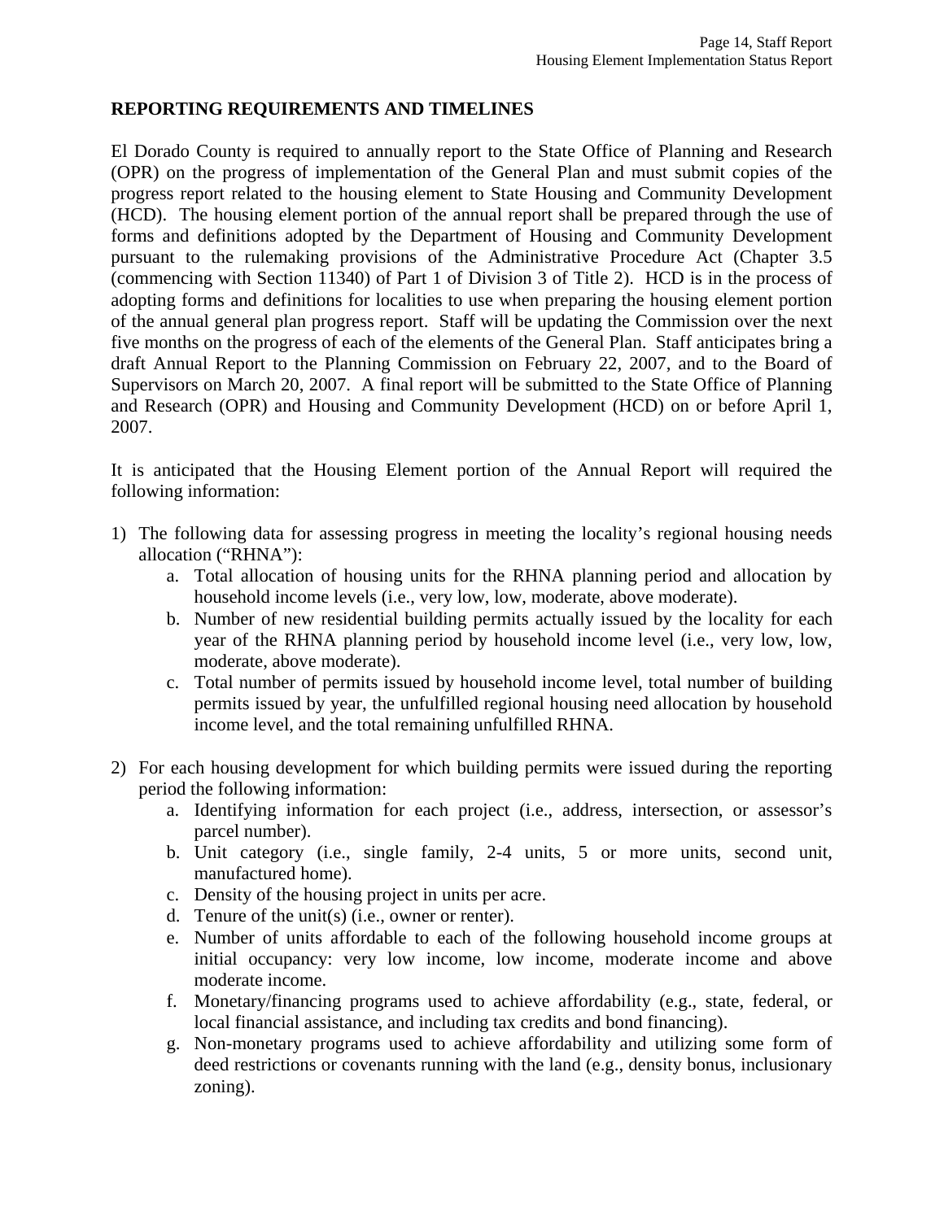## REPORTING REQUIREMENTS AND TIMELINES

El Dorado County is required to annually report to the State Office of Planning and Research (OPR) on the progress of implementation of the General Plan and must submit copies of the progress report related to the housing element to State Housing and Community Development (HCD). The housing element portion of the annual report shall be prepared through the use of forms and definitions adopted by the Department of Housing and Community Development pursuant to the rulemaking provisions of the Administrative Procedure Act (Chapter 3.5 (commencing with Section 11340) of Part 1 of Division 3 of Title 2). HCD is in the process of adopting forms and definitions for localities to use when preparing the housing element portion of the annual general plan progress report. Staff will be updating the Commission over the next five months on the progress of each of the elements of the General Plan. Staff anticipates bring a draft Annual Report to the Planning Commission on February 22, 2007, and to the Board of Supervisors on March 20, 2007. A final report will be submitted to the State Office of Planning and Research (OPR) and Housing and Community Development (HCD) on or before April 1, 2007.

It is anticipated that the Housing Element portion of the Annual Report will required the following information:

1) The following data for assessing progress in meeting the locality's regional housing needs allocation ("RHNA"):
   a. Total allocation of housing units for the RHNA planning period and allocation by household income levels (i.e., very low, low, moderate, above moderate).
   b. Number of new residential building permits actually issued by the locality for each year of the RHNA planning period by household income level (i.e., very low, low, moderate, above moderate).
   c. Total number of permits issued by household income level, total number of building permits issued by year, the unfulfilled regional housing need allocation by household income level, and the total remaining unfulfilled RHNA.

2) For each housing development for which building permits were issued during the reporting period the following information:
   a. Identifying information for each project (i.e., address, intersection, or assessor's parcel number).
   b. Unit category (i.e., single family, 2-4 units, 5 or more units, second unit, manufactured home).
   c. Density of the housing project in units per acre.
   d. Tenure of the unit(s) (i.e., owner or renter).
   e. Number of units affordable to each of the following household income groups at initial occupancy: very low income, low income, moderate income and above moderate income.
   f. Monetary/financing programs used to achieve affordability (e.g., state, federal, or local financial assistance, and including tax credits and bond financing).
   g. Non-monetary programs used to achieve affordability and utilizing some form of deed restrictions or covenants running with the land (e.g., density bonus, inclusionary zoning).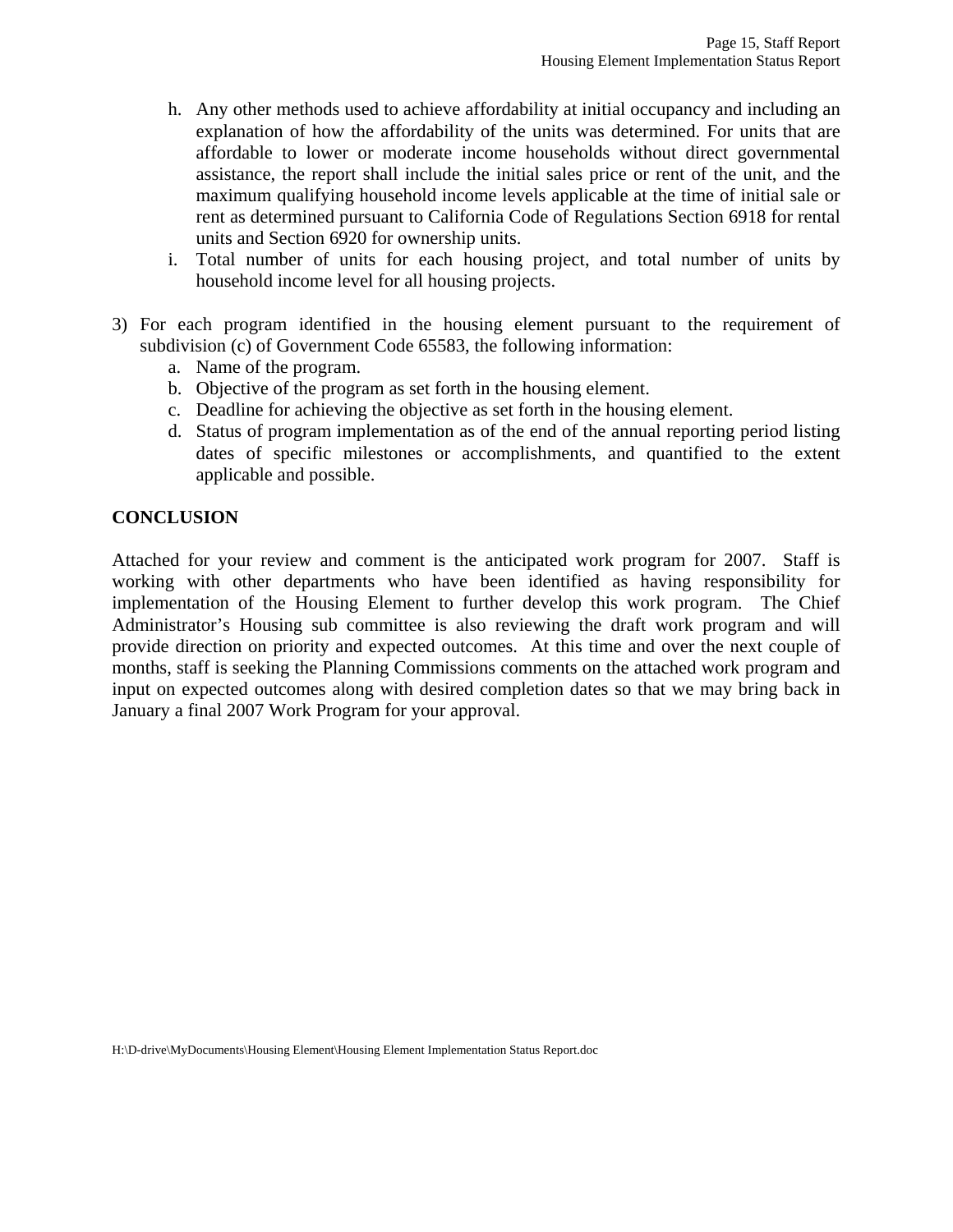h. Any other methods used to achieve affordability at initial occupancy and including an explanation of how the affordability of the units was determined. For units that are affordable to lower or moderate income households without direct governmental assistance, the report shall include the initial sales price or rent of the unit, and the maximum qualifying household income levels applicable at the time of initial sale or rent as determined pursuant to California Code of Regulations Section 6918 for rental units and Section 6920 for ownership units.
   i. Total number of units for each housing project, and total number of units by household income level for all housing projects.

3) For each program identified in the housing element pursuant to the requirement of subdivision (c) of Government Code 65583, the following information:
   a. Name of the program.
   b. Objective of the program as set forth in the housing element.
   c. Deadline for achieving the objective as set forth in the housing element.
   d. Status of program implementation as of the end of the annual reporting period listing dates of specific milestones or accomplishments, and quantified to the extent applicable and possible.

**CONCLUSION**

Attached for your review and comment is the anticipated work program for 2007. Staff is working with other departments who have been identified as having responsibility for implementation of the Housing Element to further develop this work program. The Chief Administrator's Housing sub committee is also reviewing the draft work program and will provide direction on priority and expected outcomes. At this time and over the next couple of months, staff is seeking the Planning Commissions comments on the attached work program and input on expected outcomes along with desired completion dates so that we may bring back in January a final 2007 Work Program for your approval.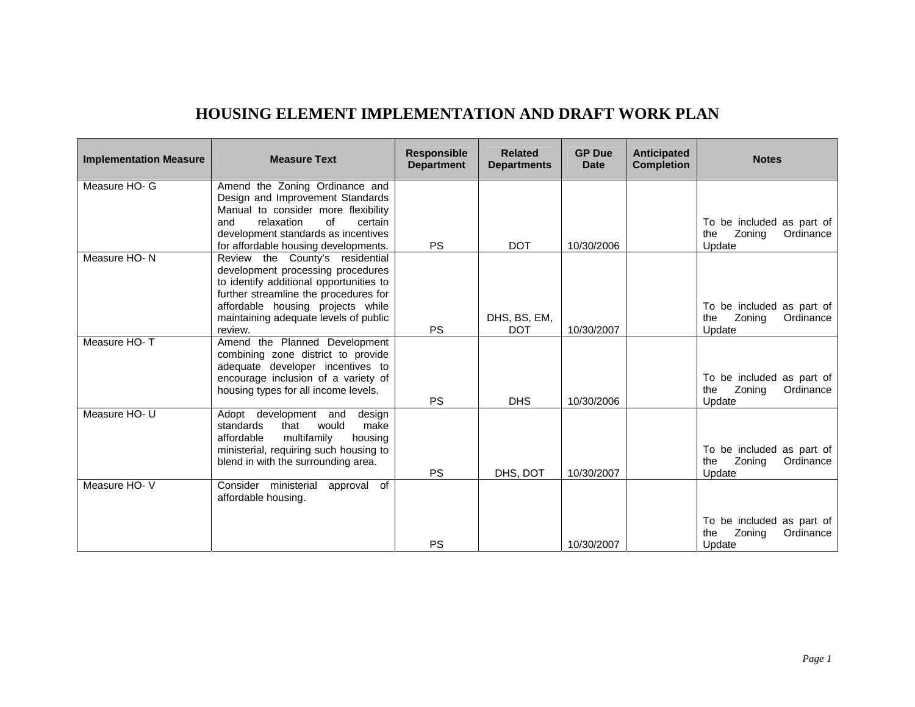# HOUSING ELEMENT IMPLEMENTATION AND DRAFT WORK PLAN

| Implementation Measure | Measure Text | Responsible Department | Related Departments | GP Due Date | Anticipated Completion | Notes |
|---|---|---|---|---|---|---|
| Measure HO- G | Amend the Zoning Ordinance and Design and Improvement Standards Manual to consider more flexibility and relaxation of certain development standards as incentives for affordable housing developments. | PS | DOT | 10/30/2006 | | To be included as part of the Zoning Ordinance Update |
| Measure HO- N | Review the County's residential development processing procedures to identify additional opportunities to further streamline the procedures for affordable housing projects while maintaining adequate levels of public review. | PS | DHS, BS, EM, DOT | 10/30/2007 | | To be included as part of the Zoning Ordinance Update |
| Measure HO- T | Amend the Planned Development combining zone district to provide adequate developer incentives to encourage inclusion of a variety of housing types for all income levels. | PS | DHS | 10/30/2006 | | To be included as part of the Zoning Ordinance Update |
| Measure HO- U | Adopt development and design standards that would make affordable multifamily housing ministerial, requiring such housing to blend in with the surrounding area. | PS | DHS, DOT | 10/30/2007 | | To be included as part of the Zoning Ordinance Update |
| Measure HO- V | Consider ministerial approval of affordable housing. | PS | | 10/30/2007 | | To be included as part of the Zoning Ordinance Update |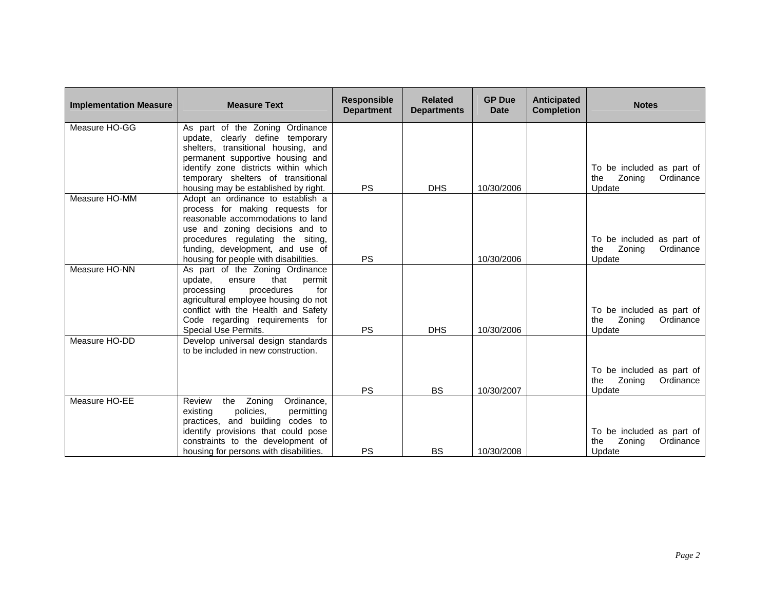| Implementation Measure | Measure Text | Responsible Department | Related Departments | GP Due Date | Anticipated Completion | Notes |
| --- | --- | --- | --- | --- | --- | --- |
| Measure HO-GG | As part of the Zoning Ordinance update, clearly define temporary shelters, transitional housing, and permanent supportive housing and identify zone districts within which temporary shelters of transitional housing may be established by right. | PS | DHS | 10/30/2006 | | To be included as part of the Zoning Ordinance Update |
| Measure HO-MM | Adopt an ordinance to establish a process for making requests for reasonable accommodations to land use and zoning decisions and to procedures regulating the siting, funding, development, and use of housing for people with disabilities. | PS | | 10/30/2006 | | To be included as part of the Zoning Ordinance Update |
| Measure HO-NN | As part of the Zoning Ordinance update, ensure that permit processing procedures for agricultural employee housing do not conflict with the Health and Safety Code regarding requirements for Special Use Permits. | PS | DHS | 10/30/2006 | | To be included as part of the Zoning Ordinance Update |
| Measure HO-DD | Develop universal design standards to be included in new construction. | PS | BS | 10/30/2007 | | To be included as part of the Zoning Ordinance Update |
| Measure HO-EE | Review the Zoning Ordinance, existing policies, permitting practices, and building codes to identify provisions that could pose constraints to the development of housing for persons with disabilities. | PS | BS | 10/30/2008 | | To be included as part of the Zoning Ordinance Update |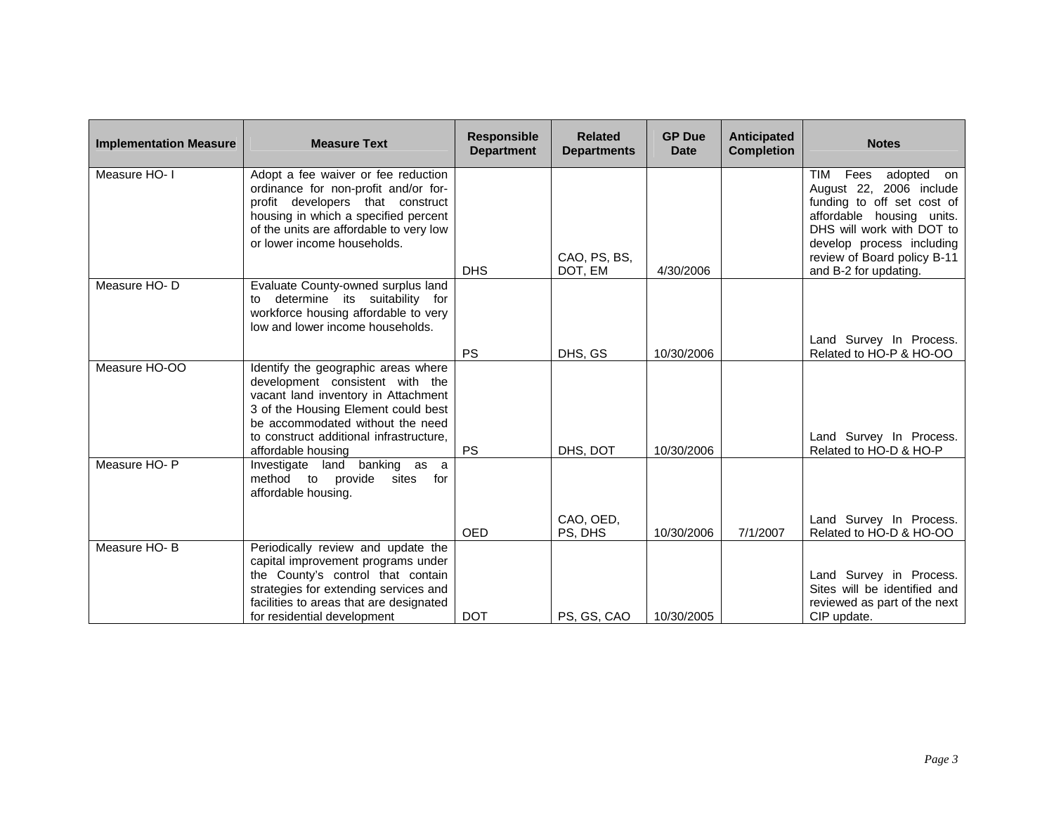| Implementation Measure | Measure Text | Responsible Department | Related Departments | GP Due Date | Anticipated Completion | Notes |
|---|---|---|---|---|---|---|
| Measure HO- I | Adopt a fee waiver or fee reduction ordinance for non-profit and/or for-profit developers that construct housing in which a specified percent of the units are affordable to very low or lower income households. | DHS | CAO, PS, BS, DOT, EM | 4/30/2006 | | TIM Fees adopted on August 22, 2006 include funding to off set cost of affordable housing units. DHS will work with DOT to develop process including review of Board policy B-11 and B-2 for updating. |
| Measure HO- D | Evaluate County-owned surplus land to determine its suitability for workforce housing affordable to very low and lower income households. | PS | DHS, GS | 10/30/2006 | | Land Survey In Process. Related to HO-P & HO-OO |
| Measure HO-OO | Identify the geographic areas where development consistent with the vacant land inventory in Attachment 3 of the Housing Element could best be accommodated without the need to construct additional infrastructure, affordable housing | PS | DHS, DOT | 10/30/2006 | | Land Survey In Process. Related to HO-D & HO-P |
| Measure HO- P | Investigate land banking as a method to provide sites for affordable housing. | OED | CAO, OED, PS, DHS | 10/30/2006 | 7/1/2007 | Land Survey In Process. Related to HO-D & HO-OO |
| Measure HO- B | Periodically review and update the capital improvement programs under the County's control that contain strategies for extending services and facilities to areas that are designated for residential development | DOT | PS, GS, CAO | 10/30/2005 | | Land Survey in Process. Sites will be identified and reviewed as part of the next CIP update. |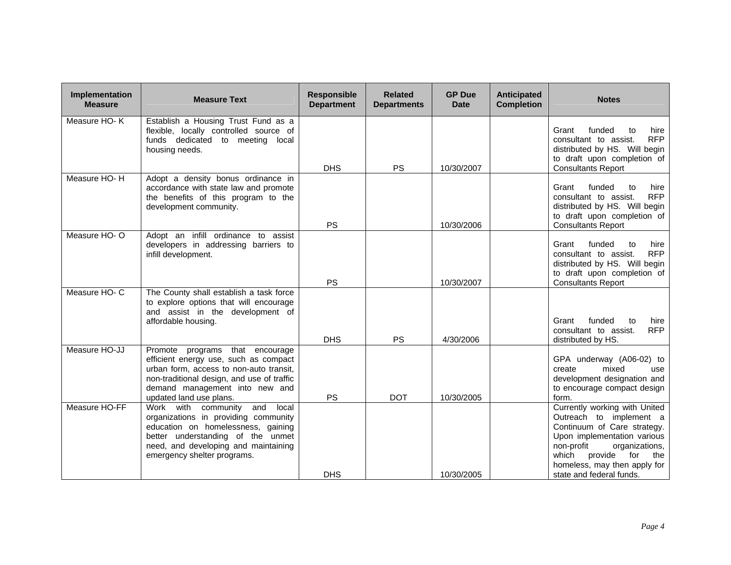| Implementation Measure | Measure Text | Responsible Department | Related Departments | GP Due Date | Anticipated Completion | Notes |
|---|---|---|---|---|---|---|
| Measure HO- K | Establish a Housing Trust Fund as a flexible, locally controlled source of funds dedicated to meeting local housing needs. | DHS | PS | 10/30/2007 | | Grant funded to hire consultant to assist. RFP distributed by HS. Will begin to draft upon completion of Consultants Report |
| Measure HO- H | Adopt a density bonus ordinance in accordance with state law and promote the benefits of this program to the development community. | PS | | 10/30/2006 | | Grant funded to hire consultant to assist. RFP distributed by HS. Will begin to draft upon completion of Consultants Report |
| Measure HO- O | Adopt an infill ordinance to assist developers in addressing barriers to infill development. | PS | | 10/30/2007 | | Grant funded to hire consultant to assist. RFP distributed by HS. Will begin to draft upon completion of Consultants Report |
| Measure HO- C | The County shall establish a task force to explore options that will encourage and assist in the development of affordable housing. | DHS | PS | 4/30/2006 | | Grant funded to hire consultant to assist. RFP distributed by HS. |
| Measure HO-JJ | Promote programs that encourage efficient energy use, such as compact urban form, access to non-auto transit, non-traditional design, and use of traffic demand management into new and updated land use plans. | PS | DOT | 10/30/2005 | | GPA underway (A06-02) to create mixed use development designation and to encourage compact design form. |
| Measure HO-FF | Work with community and local organizations in providing community education on homelessness, gaining better understanding of the unmet need, and developing and maintaining emergency shelter programs. | DHS | | 10/30/2005 | | Currently working with United Outreach to implement a Continuum of Care strategy. Upon implementation various non-profit organizations, which provide for the homeless, may then apply for state and federal funds. |